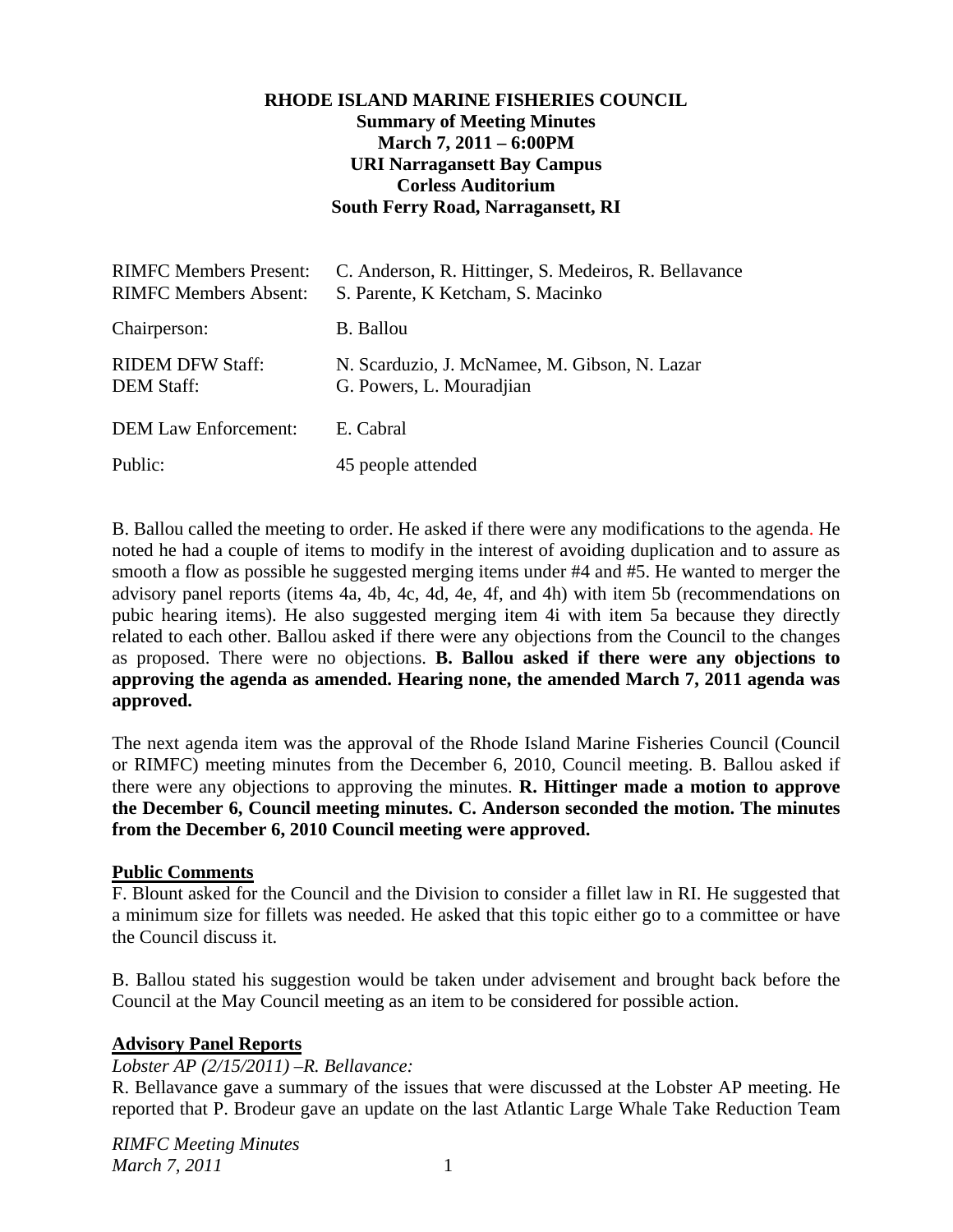**RHODE ISLAND MARINE FISHERIES COUNCIL**
**Summary of Meeting Minutes**
**March 7, 2011 – 6:00PM**
**URI Narragansett Bay Campus**
**Corless Auditorium**
**South Ferry Road, Narragansett, RI**

| | |
|---|---|
| RIMFC Members Present: | C. Anderson, R. Hittinger, S. Medeiros, R. Bellavance |
| RIMFC Members Absent: | S. Parente, K Ketcham, S. Macinko |
| Chairperson: | B. Ballou |
| RIDEM DFW Staff: | N. Scarduzio, J. McNamee, M. Gibson, N. Lazar |
| DEM Staff: | G. Powers, L. Mouradjian |
| DEM Law Enforcement: | E. Cabral |
| Public: | 45 people attended |

B. Ballou called the meeting to order. He asked if there were any modifications to the agenda. He noted he had a couple of items to modify in the interest of avoiding duplication and to assure as smooth a flow as possible he suggested merging items under #4 and #5. He wanted to merger the advisory panel reports (items 4a, 4b, 4c, 4d, 4e, 4f, and 4h) with item 5b (recommendations on pubic hearing items). He also suggested merging item 4i with item 5a because they directly related to each other. Ballou asked if there were any objections from the Council to the changes as proposed. There were no objections. **B. Ballou asked if there were any objections to approving the agenda as amended. Hearing none, the amended March 7, 2011 agenda was approved.**

The next agenda item was the approval of the Rhode Island Marine Fisheries Council (Council or RIMFC) meeting minutes from the December 6, 2010, Council meeting. B. Ballou asked if there were any objections to approving the minutes. **R. Hittinger made a motion to approve the December 6, Council meeting minutes. C. Anderson seconded the motion. The minutes from the December 6, 2010 Council meeting were approved.**

**Public Comments**

F. Blount asked for the Council and the Division to consider a fillet law in RI. He suggested that a minimum size for fillets was needed. He asked that this topic either go to a committee or have the Council discuss it.

B. Ballou stated his suggestion would be taken under advisement and brought back before the Council at the May Council meeting as an item to be considered for possible action.

**Advisory Panel Reports**

*Lobster AP (2/15/2011) –R. Bellavance:*

R. Bellavance gave a summary of the issues that were discussed at the Lobster AP meeting. He reported that P. Brodeur gave an update on the last Atlantic Large Whale Take Reduction Team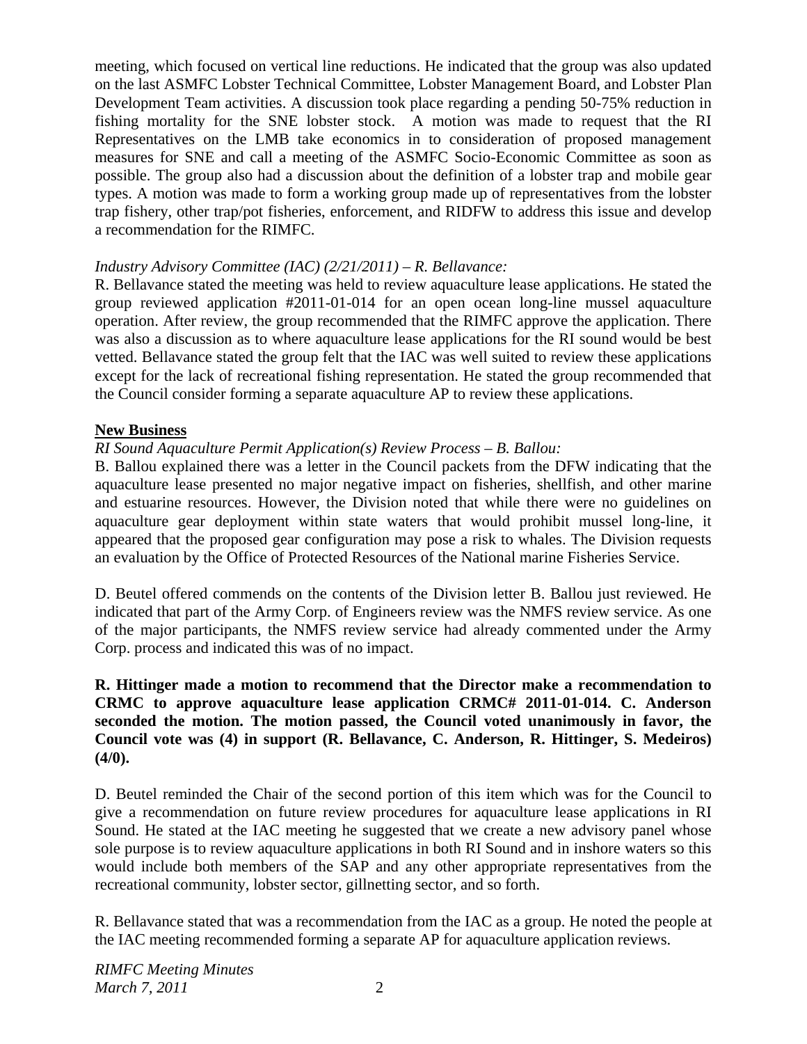meeting, which focused on vertical line reductions. He indicated that the group was also updated on the last ASMFC Lobster Technical Committee, Lobster Management Board, and Lobster Plan Development Team activities. A discussion took place regarding a pending 50-75% reduction in fishing mortality for the SNE lobster stock. A motion was made to request that the RI Representatives on the LMB take economics in to consideration of proposed management measures for SNE and call a meeting of the ASMFC Socio-Economic Committee as soon as possible. The group also had a discussion about the definition of a lobster trap and mobile gear types. A motion was made to form a working group made up of representatives from the lobster trap fishery, other trap/pot fisheries, enforcement, and RIDFW to address this issue and develop a recommendation for the RIMFC.

*Industry Advisory Committee (IAC) (2/21/2011) – R. Bellavance:*

R. Bellavance stated the meeting was held to review aquaculture lease applications. He stated the group reviewed application #2011-01-014 for an open ocean long-line mussel aquaculture operation. After review, the group recommended that the RIMFC approve the application. There was also a discussion as to where aquaculture lease applications for the RI sound would be best vetted. Bellavance stated the group felt that the IAC was well suited to review these applications except for the lack of recreational fishing representation. He stated the group recommended that the Council consider forming a separate aquaculture AP to review these applications.

**New Business**

*RI Sound Aquaculture Permit Application(s) Review Process – B. Ballou:*

B. Ballou explained there was a letter in the Council packets from the DFW indicating that the aquaculture lease presented no major negative impact on fisheries, shellfish, and other marine and estuarine resources. However, the Division noted that while there were no guidelines on aquaculture gear deployment within state waters that would prohibit mussel long-line, it appeared that the proposed gear configuration may pose a risk to whales. The Division requests an evaluation by the Office of Protected Resources of the National marine Fisheries Service.

D. Beutel offered commends on the contents of the Division letter B. Ballou just reviewed. He indicated that part of the Army Corp. of Engineers review was the NMFS review service. As one of the major participants, the NMFS review service had already commented under the Army Corp. process and indicated this was of no impact.

**R. Hittinger made a motion to recommend that the Director make a recommendation to CRMC to approve aquaculture lease application CRMC# 2011-01-014. C. Anderson seconded the motion. The motion passed, the Council voted unanimously in favor, the Council vote was (4) in support (R. Bellavance, C. Anderson, R. Hittinger, S. Medeiros) (4/0).**

D. Beutel reminded the Chair of the second portion of this item which was for the Council to give a recommendation on future review procedures for aquaculture lease applications in RI Sound. He stated at the IAC meeting he suggested that we create a new advisory panel whose sole purpose is to review aquaculture applications in both RI Sound and in inshore waters so this would include both members of the SAP and any other appropriate representatives from the recreational community, lobster sector, gillnetting sector, and so forth.

R. Bellavance stated that was a recommendation from the IAC as a group. He noted the people at the IAC meeting recommended forming a separate AP for aquaculture application reviews.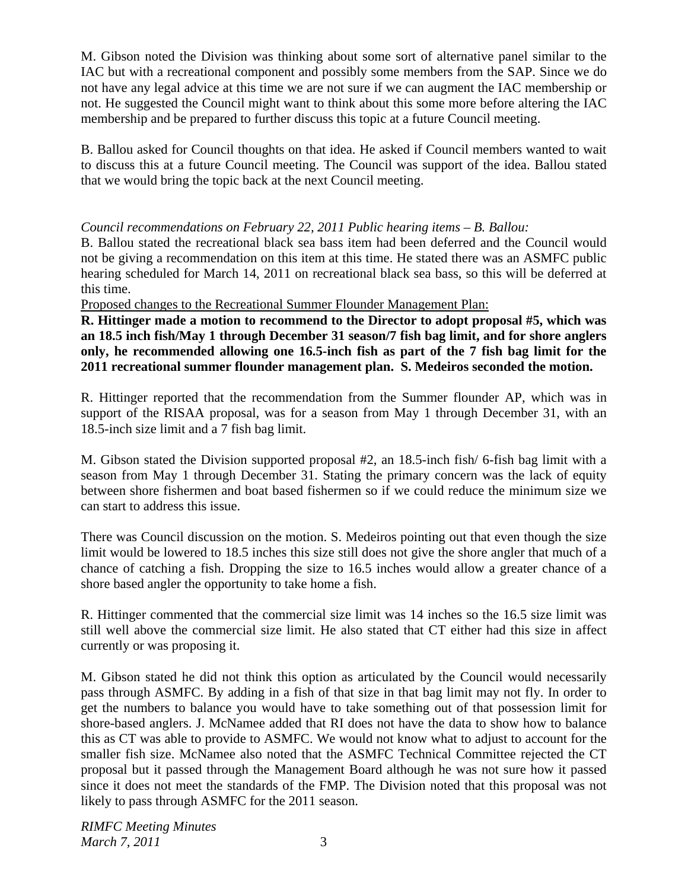M. Gibson noted the Division was thinking about some sort of alternative panel similar to the IAC but with a recreational component and possibly some members from the SAP. Since we do not have any legal advice at this time we are not sure if we can augment the IAC membership or not. He suggested the Council might want to think about this some more before altering the IAC membership and be prepared to further discuss this topic at a future Council meeting.

B. Ballou asked for Council thoughts on that idea. He asked if Council members wanted to wait to discuss this at a future Council meeting. The Council was support of the idea. Ballou stated that we would bring the topic back at the next Council meeting.

*Council recommendations on February 22, 2011 Public hearing items – B. Ballou:*

B. Ballou stated the recreational black sea bass item had been deferred and the Council would not be giving a recommendation on this item at this time. He stated there was an ASMFC public hearing scheduled for March 14, 2011 on recreational black sea bass, so this will be deferred at this time.

<u>Proposed changes to the Recreational Summer Flounder Management Plan:</u>

**R. Hittinger made a motion to recommend to the Director to adopt proposal #5, which was an 18.5 inch fish/May 1 through December 31 season/7 fish bag limit, and for shore anglers only, he recommended allowing one 16.5-inch fish as part of the 7 fish bag limit for the 2011 recreational summer flounder management plan. S. Medeiros seconded the motion.**

R. Hittinger reported that the recommendation from the Summer flounder AP, which was in support of the RISAA proposal, was for a season from May 1 through December 31, with an 18.5-inch size limit and a 7 fish bag limit.

M. Gibson stated the Division supported proposal #2, an 18.5-inch fish/ 6-fish bag limit with a season from May 1 through December 31. Stating the primary concern was the lack of equity between shore fishermen and boat based fishermen so if we could reduce the minimum size we can start to address this issue.

There was Council discussion on the motion. S. Medeiros pointing out that even though the size limit would be lowered to 18.5 inches this size still does not give the shore angler that much of a chance of catching a fish. Dropping the size to 16.5 inches would allow a greater chance of a shore based angler the opportunity to take home a fish.

R. Hittinger commented that the commercial size limit was 14 inches so the 16.5 size limit was still well above the commercial size limit. He also stated that CT either had this size in affect currently or was proposing it.

M. Gibson stated he did not think this option as articulated by the Council would necessarily pass through ASMFC. By adding in a fish of that size in that bag limit may not fly. In order to get the numbers to balance you would have to take something out of that possession limit for shore-based anglers. J. McNamee added that RI does not have the data to show how to balance this as CT was able to provide to ASMFC. We would not know what to adjust to account for the smaller fish size. McNamee also noted that the ASMFC Technical Committee rejected the CT proposal but it passed through the Management Board although he was not sure how it passed since it does not meet the standards of the FMP. The Division noted that this proposal was not likely to pass through ASMFC for the 2011 season.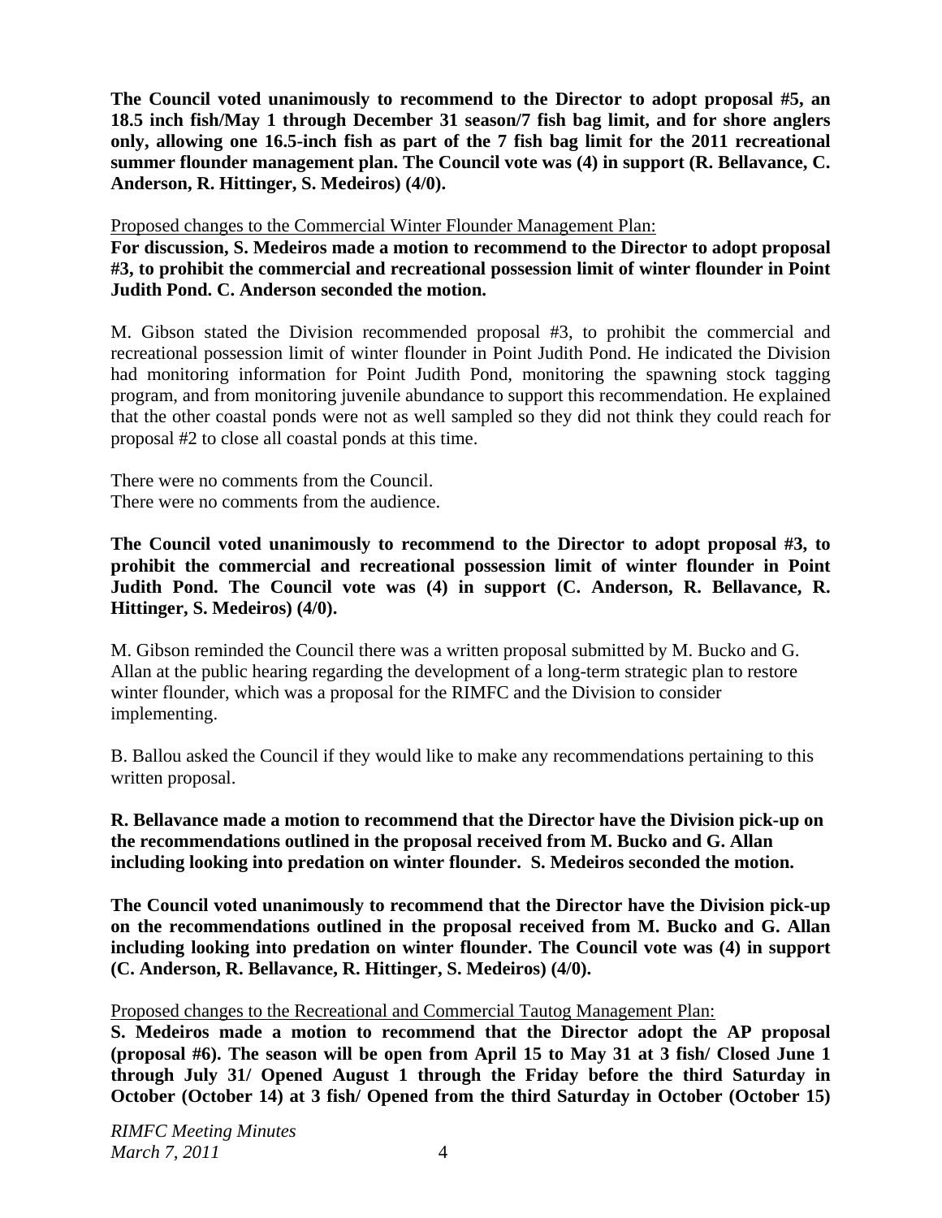**The Council voted unanimously to recommend to the Director to adopt proposal #5, an 18.5 inch fish/May 1 through December 31 season/7 fish bag limit, and for shore anglers only, allowing one 16.5-inch fish as part of the 7 fish bag limit for the 2011 recreational summer flounder management plan. The Council vote was (4) in support (R. Bellavance, C. Anderson, R. Hittinger, S. Medeiros) (4/0).**

Proposed changes to the Commercial Winter Flounder Management Plan:

**For discussion, S. Medeiros made a motion to recommend to the Director to adopt proposal #3, to prohibit the commercial and recreational possession limit of winter flounder in Point Judith Pond. C. Anderson seconded the motion.**

M. Gibson stated the Division recommended proposal #3, to prohibit the commercial and recreational possession limit of winter flounder in Point Judith Pond. He indicated the Division had monitoring information for Point Judith Pond, monitoring the spawning stock tagging program, and from monitoring juvenile abundance to support this recommendation. He explained that the other coastal ponds were not as well sampled so they did not think they could reach for proposal #2 to close all coastal ponds at this time.

There were no comments from the Council.
There were no comments from the audience.

**The Council voted unanimously to recommend to the Director to adopt proposal #3, to prohibit the commercial and recreational possession limit of winter flounder in Point Judith Pond. The Council vote was (4) in support (C. Anderson, R. Bellavance, R. Hittinger, S. Medeiros) (4/0).**

M. Gibson reminded the Council there was a written proposal submitted by M. Bucko and G. Allan at the public hearing regarding the development of a long-term strategic plan to restore winter flounder, which was a proposal for the RIMFC and the Division to consider implementing.

B. Ballou asked the Council if they would like to make any recommendations pertaining to this written proposal.

**R. Bellavance made a motion to recommend that the Director have the Division pick-up on the recommendations outlined in the proposal received from M. Bucko and G. Allan including looking into predation on winter flounder. S. Medeiros seconded the motion.**

**The Council voted unanimously to recommend that the Director have the Division pick-up on the recommendations outlined in the proposal received from M. Bucko and G. Allan including looking into predation on winter flounder. The Council vote was (4) in support (C. Anderson, R. Bellavance, R. Hittinger, S. Medeiros) (4/0).**

Proposed changes to the Recreational and Commercial Tautog Management Plan:

**S. Medeiros made a motion to recommend that the Director adopt the AP proposal (proposal #6). The season will be open from April 15 to May 31 at 3 fish/ Closed June 1 through July 31/ Opened August 1 through the Friday before the third Saturday in October (October 14) at 3 fish/ Opened from the third Saturday in October (October 15)**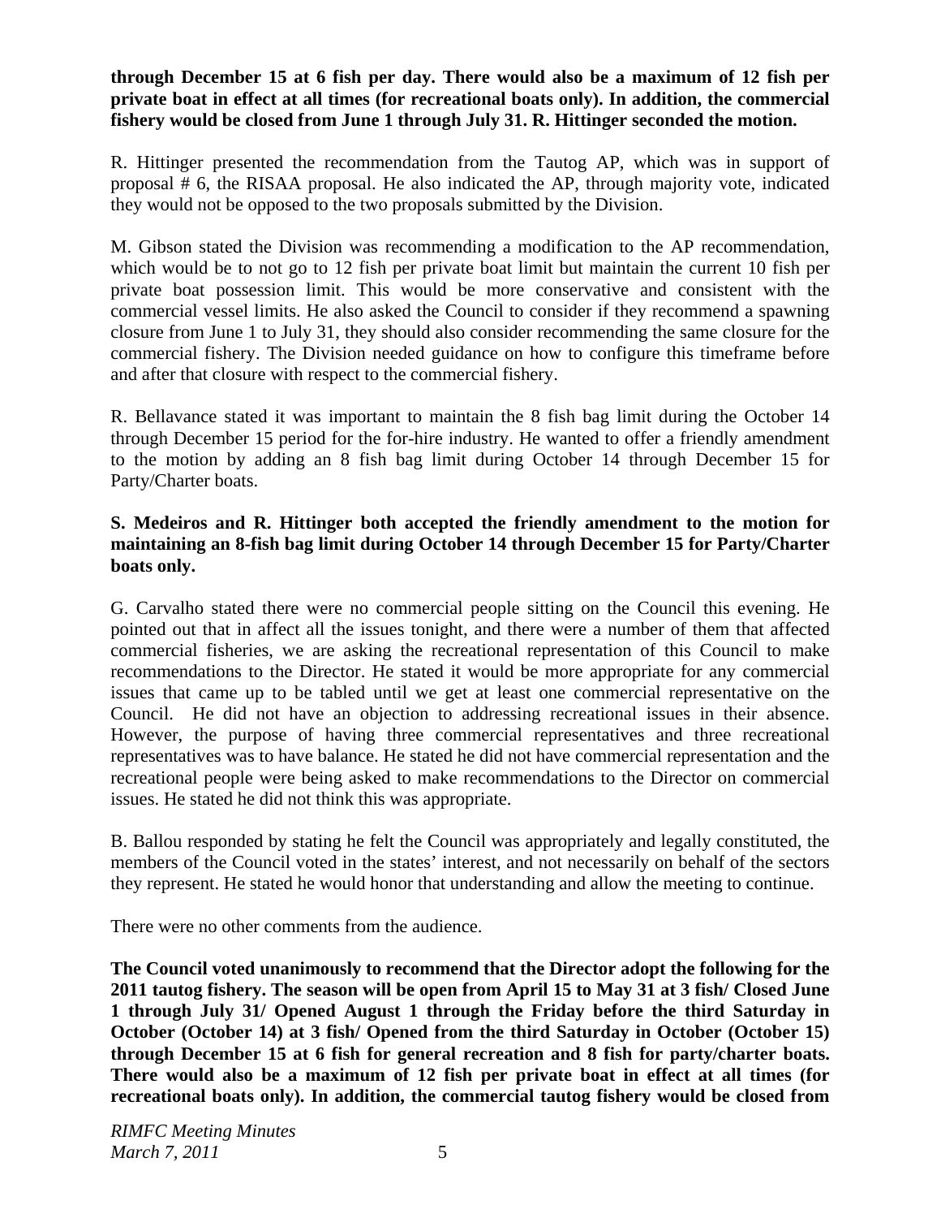**through December 15 at 6 fish per day. There would also be a maximum of 12 fish per private boat in effect at all times (for recreational boats only). In addition, the commercial fishery would be closed from June 1 through July 31. R. Hittinger seconded the motion.**

R. Hittinger presented the recommendation from the Tautog AP, which was in support of proposal # 6, the RISAA proposal. He also indicated the AP, through majority vote, indicated they would not be opposed to the two proposals submitted by the Division.

M. Gibson stated the Division was recommending a modification to the AP recommendation, which would be to not go to 12 fish per private boat limit but maintain the current 10 fish per private boat possession limit. This would be more conservative and consistent with the commercial vessel limits. He also asked the Council to consider if they recommend a spawning closure from June 1 to July 31, they should also consider recommending the same closure for the commercial fishery. The Division needed guidance on how to configure this timeframe before and after that closure with respect to the commercial fishery.

R. Bellavance stated it was important to maintain the 8 fish bag limit during the October 14 through December 15 period for the for-hire industry. He wanted to offer a friendly amendment to the motion by adding an 8 fish bag limit during October 14 through December 15 for Party/Charter boats.

**S. Medeiros and R. Hittinger both accepted the friendly amendment to the motion for maintaining an 8-fish bag limit during October 14 through December 15 for Party/Charter boats only.**

G. Carvalho stated there were no commercial people sitting on the Council this evening. He pointed out that in affect all the issues tonight, and there were a number of them that affected commercial fisheries, we are asking the recreational representation of this Council to make recommendations to the Director. He stated it would be more appropriate for any commercial issues that came up to be tabled until we get at least one commercial representative on the Council. He did not have an objection to addressing recreational issues in their absence. However, the purpose of having three commercial representatives and three recreational representatives was to have balance. He stated he did not have commercial representation and the recreational people were being asked to make recommendations to the Director on commercial issues. He stated he did not think this was appropriate.

B. Ballou responded by stating he felt the Council was appropriately and legally constituted, the members of the Council voted in the states' interest, and not necessarily on behalf of the sectors they represent. He stated he would honor that understanding and allow the meeting to continue.

There were no other comments from the audience.

**The Council voted unanimously to recommend that the Director adopt the following for the 2011 tautog fishery. The season will be open from April 15 to May 31 at 3 fish/ Closed June 1 through July 31/ Opened August 1 through the Friday before the third Saturday in October (October 14) at 3 fish/ Opened from the third Saturday in October (October 15) through December 15 at 6 fish for general recreation and 8 fish for party/charter boats. There would also be a maximum of 12 fish per private boat in effect at all times (for recreational boats only). In addition, the commercial tautog fishery would be closed from**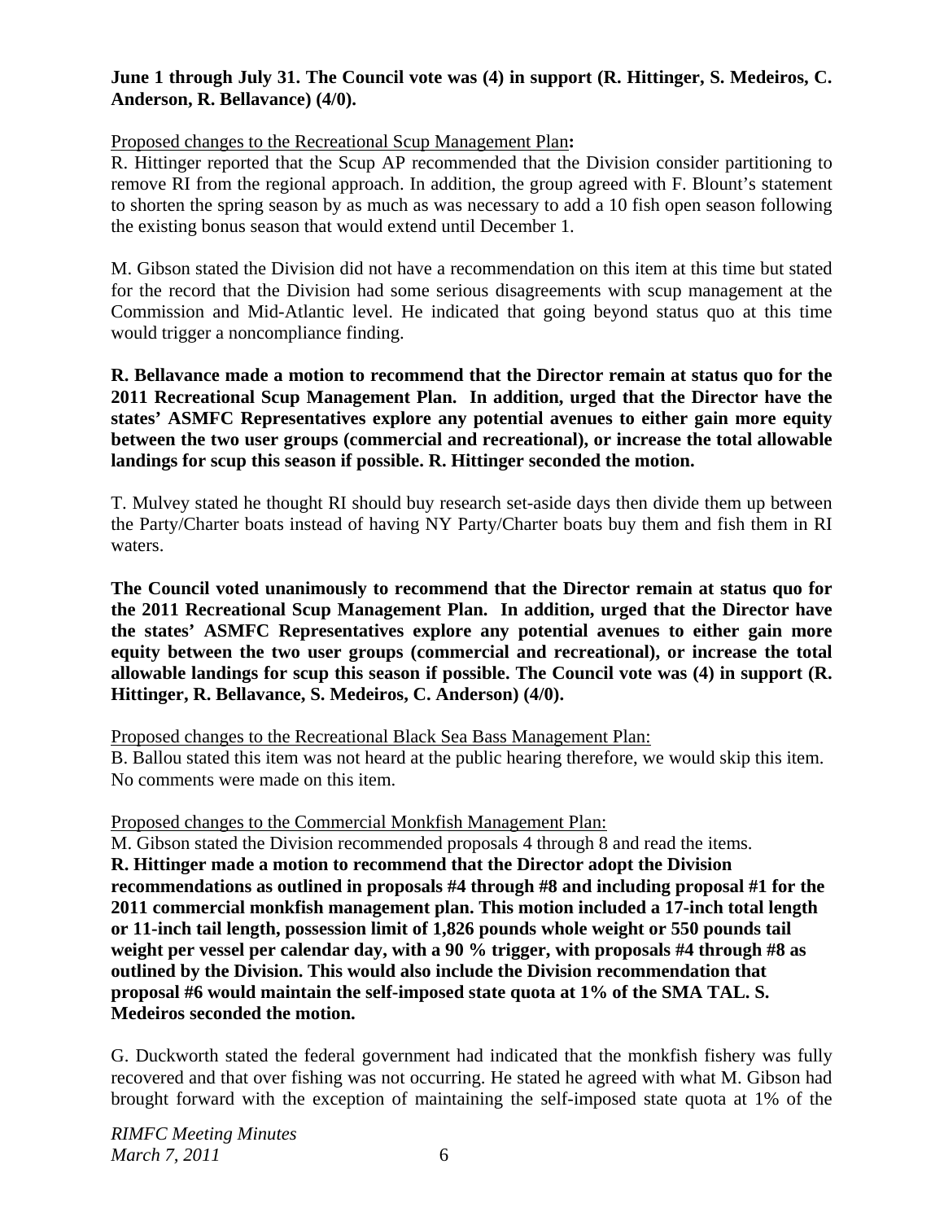**June 1 through July 31. The Council vote was (4) in support (R. Hittinger, S. Medeiros, C. Anderson, R. Bellavance) (4/0).**

Proposed changes to the Recreational Scup Management Plan**:**

R. Hittinger reported that the Scup AP recommended that the Division consider partitioning to remove RI from the regional approach. In addition, the group agreed with F. Blount's statement to shorten the spring season by as much as was necessary to add a 10 fish open season following the existing bonus season that would extend until December 1.

M. Gibson stated the Division did not have a recommendation on this item at this time but stated for the record that the Division had some serious disagreements with scup management at the Commission and Mid-Atlantic level. He indicated that going beyond status quo at this time would trigger a noncompliance finding.

**R. Bellavance made a motion to recommend that the Director remain at status quo for the 2011 Recreational Scup Management Plan. In addition, urged that the Director have the states' ASMFC Representatives explore any potential avenues to either gain more equity between the two user groups (commercial and recreational), or increase the total allowable landings for scup this season if possible. R. Hittinger seconded the motion.**

T. Mulvey stated he thought RI should buy research set-aside days then divide them up between the Party/Charter boats instead of having NY Party/Charter boats buy them and fish them in RI waters.

**The Council voted unanimously to recommend that the Director remain at status quo for the 2011 Recreational Scup Management Plan. In addition, urged that the Director have the states' ASMFC Representatives explore any potential avenues to either gain more equity between the two user groups (commercial and recreational), or increase the total allowable landings for scup this season if possible. The Council vote was (4) in support (R. Hittinger, R. Bellavance, S. Medeiros, C. Anderson) (4/0).**

Proposed changes to the Recreational Black Sea Bass Management Plan:

B. Ballou stated this item was not heard at the public hearing therefore, we would skip this item. No comments were made on this item.

Proposed changes to the Commercial Monkfish Management Plan:

M. Gibson stated the Division recommended proposals 4 through 8 and read the items.

**R. Hittinger made a motion to recommend that the Director adopt the Division recommendations as outlined in proposals #4 through #8 and including proposal #1 for the 2011 commercial monkfish management plan. This motion included a 17-inch total length or 11-inch tail length, possession limit of 1,826 pounds whole weight or 550 pounds tail weight per vessel per calendar day, with a 90 % trigger, with proposals #4 through #8 as outlined by the Division. This would also include the Division recommendation that proposal #6 would maintain the self-imposed state quota at 1% of the SMA TAL. S. Medeiros seconded the motion.**

G. Duckworth stated the federal government had indicated that the monkfish fishery was fully recovered and that over fishing was not occurring. He stated he agreed with what M. Gibson had brought forward with the exception of maintaining the self-imposed state quota at 1% of the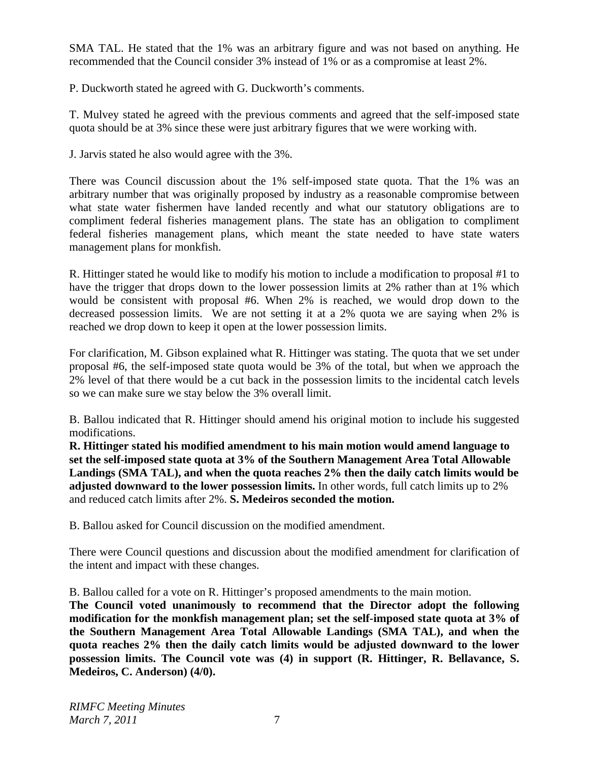SMA TAL. He stated that the 1% was an arbitrary figure and was not based on anything. He recommended that the Council consider 3% instead of 1% or as a compromise at least 2%.

P. Duckworth stated he agreed with G. Duckworth's comments.

T. Mulvey stated he agreed with the previous comments and agreed that the self-imposed state quota should be at 3% since these were just arbitrary figures that we were working with.

J. Jarvis stated he also would agree with the 3%.

There was Council discussion about the 1% self-imposed state quota. That the 1% was an arbitrary number that was originally proposed by industry as a reasonable compromise between what state water fishermen have landed recently and what our statutory obligations are to compliment federal fisheries management plans. The state has an obligation to compliment federal fisheries management plans, which meant the state needed to have state waters management plans for monkfish.

R. Hittinger stated he would like to modify his motion to include a modification to proposal #1 to have the trigger that drops down to the lower possession limits at 2% rather than at 1% which would be consistent with proposal #6. When 2% is reached, we would drop down to the decreased possession limits. We are not setting it at a 2% quota we are saying when 2% is reached we drop down to keep it open at the lower possession limits.

For clarification, M. Gibson explained what R. Hittinger was stating. The quota that we set under proposal #6, the self-imposed state quota would be 3% of the total, but when we approach the 2% level of that there would be a cut back in the possession limits to the incidental catch levels so we can make sure we stay below the 3% overall limit.

B. Ballou indicated that R. Hittinger should amend his original motion to include his suggested modifications.
**R. Hittinger stated his modified amendment to his main motion would amend language to set the self-imposed state quota at 3% of the Southern Management Area Total Allowable Landings (SMA TAL), and when the quota reaches 2% then the daily catch limits would be adjusted downward to the lower possession limits.** In other words, full catch limits up to 2% and reduced catch limits after 2%. **S. Medeiros seconded the motion.**

B. Ballou asked for Council discussion on the modified amendment.

There were Council questions and discussion about the modified amendment for clarification of the intent and impact with these changes.

B. Ballou called for a vote on R. Hittinger's proposed amendments to the main motion.
**The Council voted unanimously to recommend that the Director adopt the following modification for the monkfish management plan; set the self-imposed state quota at 3% of the Southern Management Area Total Allowable Landings (SMA TAL), and when the quota reaches 2% then the daily catch limits would be adjusted downward to the lower possession limits. The Council vote was (4) in support (R. Hittinger, R. Bellavance, S. Medeiros, C. Anderson) (4/0).**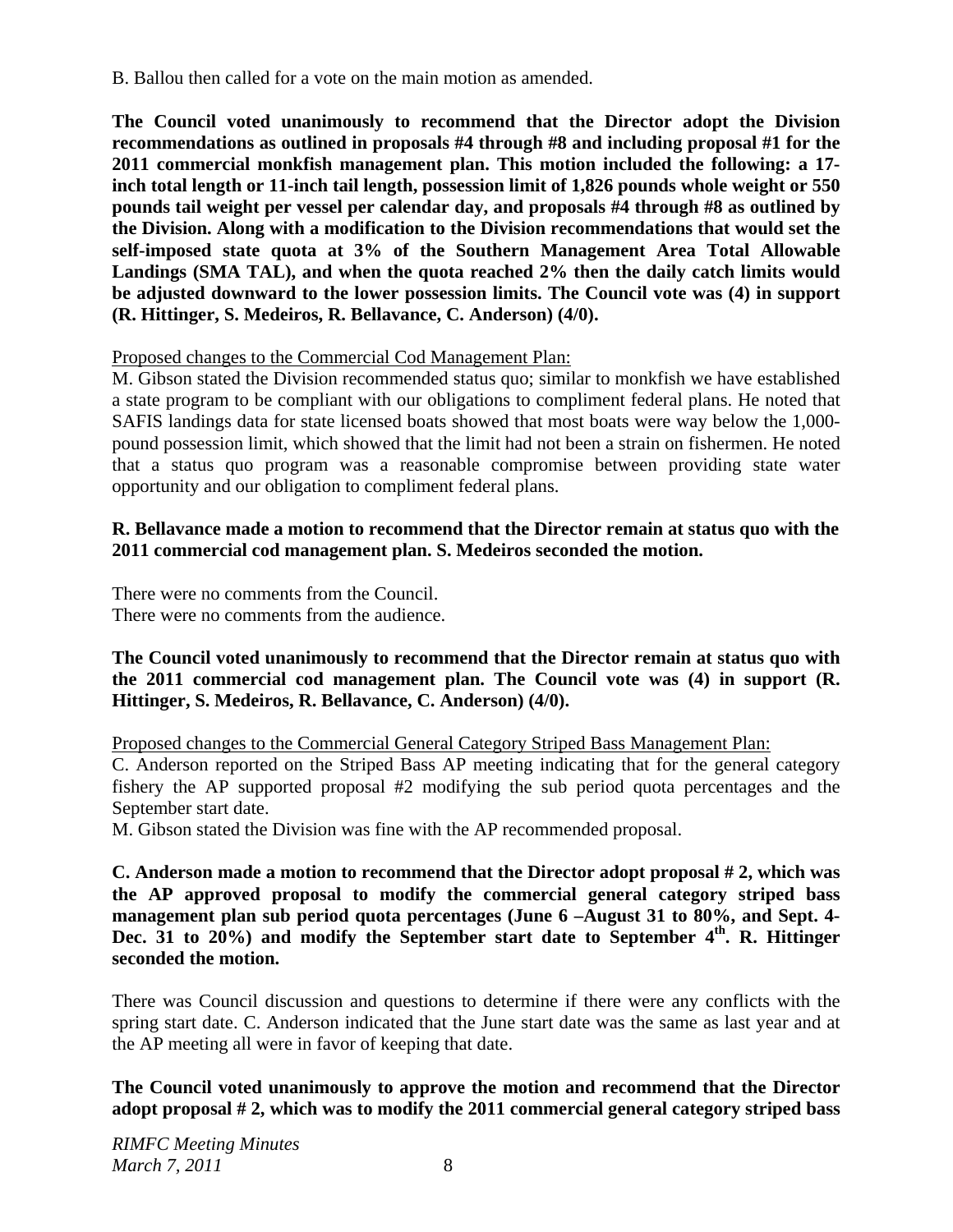B. Ballou then called for a vote on the main motion as amended.

**The Council voted unanimously to recommend that the Director adopt the Division recommendations as outlined in proposals #4 through #8 and including proposal #1 for the 2011 commercial monkfish management plan. This motion included the following: a 17-inch total length or 11-inch tail length, possession limit of 1,826 pounds whole weight or 550 pounds tail weight per vessel per calendar day, and proposals #4 through #8 as outlined by the Division. Along with a modification to the Division recommendations that would set the self-imposed state quota at 3% of the Southern Management Area Total Allowable Landings (SMA TAL), and when the quota reached 2% then the daily catch limits would be adjusted downward to the lower possession limits. The Council vote was (4) in support (R. Hittinger, S. Medeiros, R. Bellavance, C. Anderson) (4/0).**

Proposed changes to the Commercial Cod Management Plan:

M. Gibson stated the Division recommended status quo; similar to monkfish we have established a state program to be compliant with our obligations to compliment federal plans. He noted that SAFIS landings data for state licensed boats showed that most boats were way below the 1,000-pound possession limit, which showed that the limit had not been a strain on fishermen. He noted that a status quo program was a reasonable compromise between providing state water opportunity and our obligation to compliment federal plans.

**R. Bellavance made a motion to recommend that the Director remain at status quo with the 2011 commercial cod management plan. S. Medeiros seconded the motion.**

There were no comments from the Council.
There were no comments from the audience.

**The Council voted unanimously to recommend that the Director remain at status quo with the 2011 commercial cod management plan. The Council vote was (4) in support (R. Hittinger, S. Medeiros, R. Bellavance, C. Anderson) (4/0).**

Proposed changes to the Commercial General Category Striped Bass Management Plan:

C. Anderson reported on the Striped Bass AP meeting indicating that for the general category fishery the AP supported proposal #2 modifying the sub period quota percentages and the September start date.

M. Gibson stated the Division was fine with the AP recommended proposal.

**C. Anderson made a motion to recommend that the Director adopt proposal # 2, which was the AP approved proposal to modify the commercial general category striped bass management plan sub period quota percentages (June 6 –August 31 to 80%, and Sept. 4-Dec. 31 to 20%) and modify the September start date to September 4th. R. Hittinger seconded the motion.**

There was Council discussion and questions to determine if there were any conflicts with the spring start date. C. Anderson indicated that the June start date was the same as last year and at the AP meeting all were in favor of keeping that date.

**The Council voted unanimously to approve the motion and recommend that the Director adopt proposal # 2, which was to modify the 2011 commercial general category striped bass**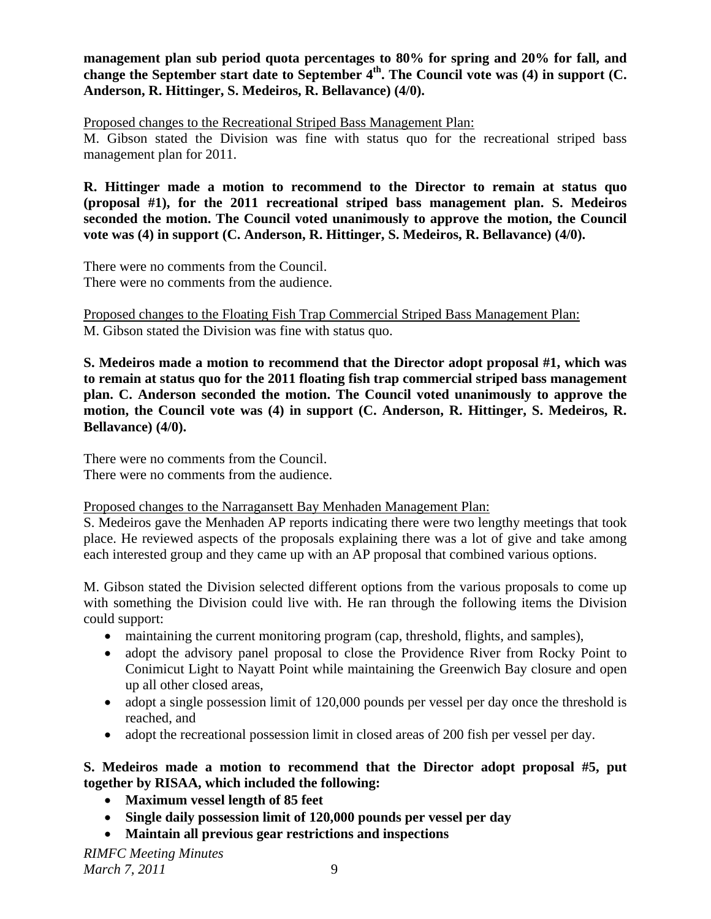**management plan sub period quota percentages to 80% for spring and 20% for fall, and change the September start date to September 4th. The Council vote was (4) in support (C. Anderson, R. Hittinger, S. Medeiros, R. Bellavance) (4/0).**

Proposed changes to the Recreational Striped Bass Management Plan:

M. Gibson stated the Division was fine with status quo for the recreational striped bass management plan for 2011.

**R. Hittinger made a motion to recommend to the Director to remain at status quo (proposal #1), for the 2011 recreational striped bass management plan. S. Medeiros seconded the motion. The Council voted unanimously to approve the motion, the Council vote was (4) in support (C. Anderson, R. Hittinger, S. Medeiros, R. Bellavance) (4/0).**

There were no comments from the Council.
There were no comments from the audience.

Proposed changes to the Floating Fish Trap Commercial Striped Bass Management Plan:

M. Gibson stated the Division was fine with status quo.

**S. Medeiros made a motion to recommend that the Director adopt proposal #1, which was to remain at status quo for the 2011 floating fish trap commercial striped bass management plan. C. Anderson seconded the motion. The Council voted unanimously to approve the motion, the Council vote was (4) in support (C. Anderson, R. Hittinger, S. Medeiros, R. Bellavance) (4/0).**

There were no comments from the Council.
There were no comments from the audience.

Proposed changes to the Narragansett Bay Menhaden Management Plan:

S. Medeiros gave the Menhaden AP reports indicating there were two lengthy meetings that took place. He reviewed aspects of the proposals explaining there was a lot of give and take among each interested group and they came up with an AP proposal that combined various options.

M. Gibson stated the Division selected different options from the various proposals to come up with something the Division could live with. He ran through the following items the Division could support:

- maintaining the current monitoring program (cap, threshold, flights, and samples),
- adopt the advisory panel proposal to close the Providence River from Rocky Point to Conimicut Light to Nayatt Point while maintaining the Greenwich Bay closure and open up all other closed areas,
- adopt a single possession limit of 120,000 pounds per vessel per day once the threshold is reached, and
- adopt the recreational possession limit in closed areas of 200 fish per vessel per day.

**S. Medeiros made a motion to recommend that the Director adopt proposal #5, put together by RISAA, which included the following:**

- **Maximum vessel length of 85 feet**
- **Single daily possession limit of 120,000 pounds per vessel per day**
- **Maintain all previous gear restrictions and inspections**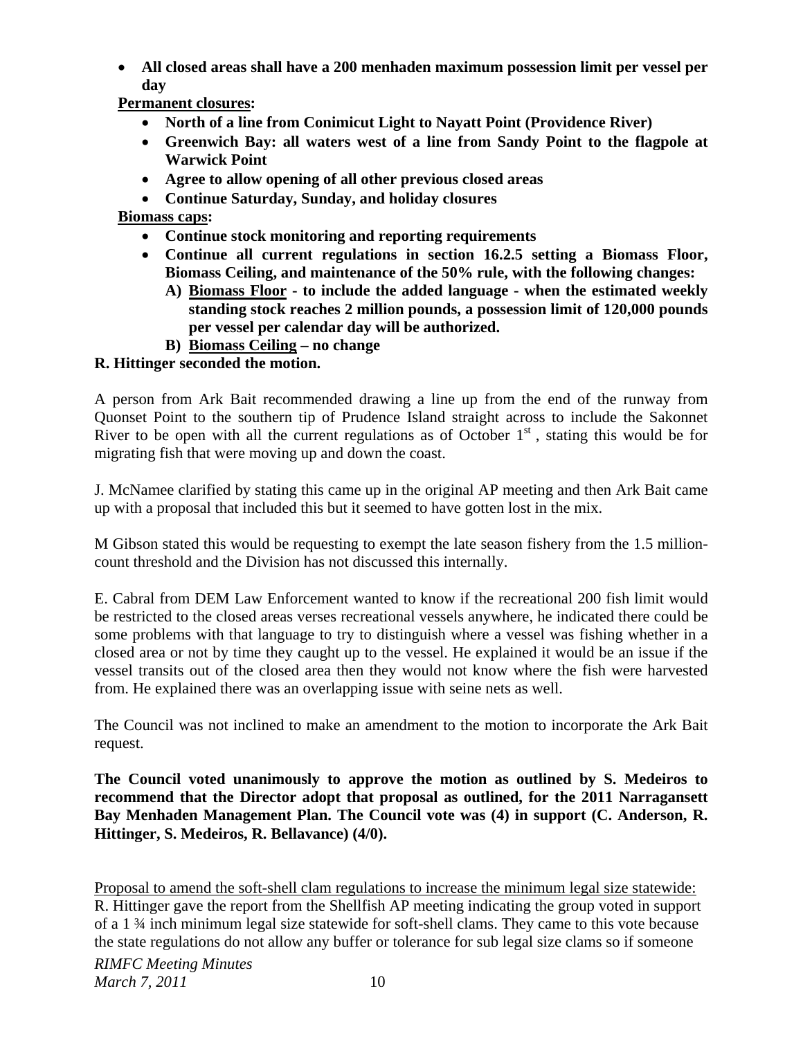- **All closed areas shall have a 200 menhaden maximum possession limit per vessel per day**

**Permanent closures:**

- **North of a line from Conimicut Light to Nayatt Point (Providence River)**
- **Greenwich Bay: all waters west of a line from Sandy Point to the flagpole at Warwick Point**
- **Agree to allow opening of all other previous closed areas**
- **Continue Saturday, Sunday, and holiday closures**

**Biomass caps:**

- **Continue stock monitoring and reporting requirements**
- **Continue all current regulations in section 16.2.5 setting a Biomass Floor, Biomass Ceiling, and maintenance of the 50% rule, with the following changes:**
  - **A) Biomass Floor - to include the added language - when the estimated weekly standing stock reaches 2 million pounds, a possession limit of 120,000 pounds per vessel per calendar day will be authorized.**
  - **B) Biomass Ceiling – no change**

**R. Hittinger seconded the motion.**

A person from Ark Bait recommended drawing a line up from the end of the runway from Quonset Point to the southern tip of Prudence Island straight across to include the Sakonnet River to be open with all the current regulations as of October 1st , stating this would be for migrating fish that were moving up and down the coast.

J. McNamee clarified by stating this came up in the original AP meeting and then Ark Bait came up with a proposal that included this but it seemed to have gotten lost in the mix.

M Gibson stated this would be requesting to exempt the late season fishery from the 1.5 million-count threshold and the Division has not discussed this internally.

E. Cabral from DEM Law Enforcement wanted to know if the recreational 200 fish limit would be restricted to the closed areas verses recreational vessels anywhere, he indicated there could be some problems with that language to try to distinguish where a vessel was fishing whether in a closed area or not by time they caught up to the vessel. He explained it would be an issue if the vessel transits out of the closed area then they would not know where the fish were harvested from. He explained there was an overlapping issue with seine nets as well.

The Council was not inclined to make an amendment to the motion to incorporate the Ark Bait request.

**The Council voted unanimously to approve the motion as outlined by S. Medeiros to recommend that the Director adopt that proposal as outlined, for the 2011 Narragansett Bay Menhaden Management Plan. The Council vote was (4) in support (C. Anderson, R. Hittinger, S. Medeiros, R. Bellavance) (4/0).**

Proposal to amend the soft-shell clam regulations to increase the minimum legal size statewide:
R. Hittinger gave the report from the Shellfish AP meeting indicating the group voted in support of a 1 ¾ inch minimum legal size statewide for soft-shell clams. They came to this vote because the state regulations do not allow any buffer or tolerance for sub legal size clams so if someone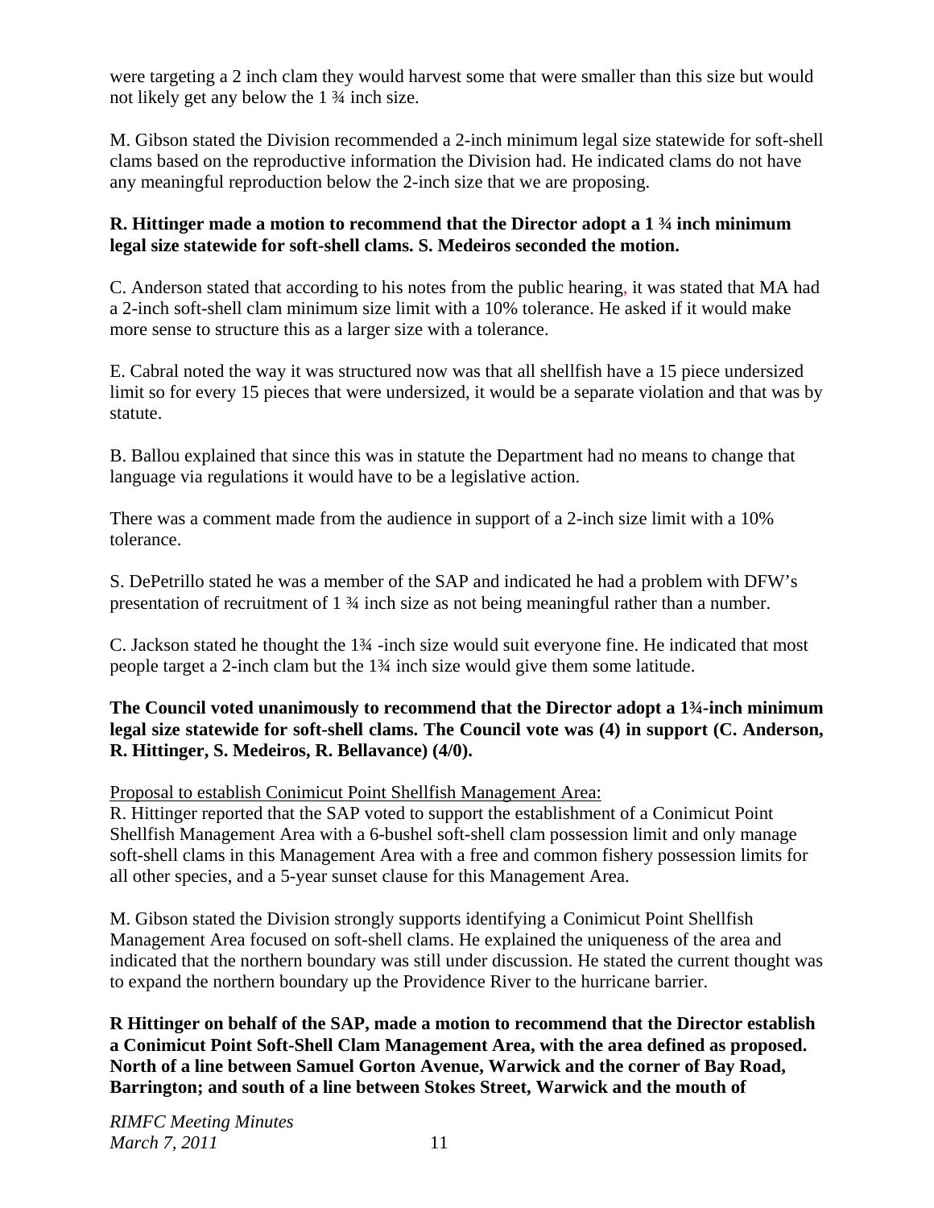were targeting a 2 inch clam they would harvest some that were smaller than this size but would not likely get any below the 1 ¾ inch size.

M. Gibson stated the Division recommended a 2-inch minimum legal size statewide for soft-shell clams based on the reproductive information the Division had. He indicated clams do not have any meaningful reproduction below the 2-inch size that we are proposing.

**R. Hittinger made a motion to recommend that the Director adopt a 1 ¾ inch minimum legal size statewide for soft-shell clams. S. Medeiros seconded the motion.**

C. Anderson stated that according to his notes from the public hearing, it was stated that MA had a 2-inch soft-shell clam minimum size limit with a 10% tolerance. He asked if it would make more sense to structure this as a larger size with a tolerance.

E. Cabral noted the way it was structured now was that all shellfish have a 15 piece undersized limit so for every 15 pieces that were undersized, it would be a separate violation and that was by statute.

B. Ballou explained that since this was in statute the Department had no means to change that language via regulations it would have to be a legislative action.

There was a comment made from the audience in support of a 2-inch size limit with a 10% tolerance.

S. DePetrillo stated he was a member of the SAP and indicated he had a problem with DFW's presentation of recruitment of 1 ¾ inch size as not being meaningful rather than a number.

C. Jackson stated he thought the 1¾ -inch size would suit everyone fine. He indicated that most people target a 2-inch clam but the 1¾ inch size would give them some latitude.

**The Council voted unanimously to recommend that the Director adopt a 1¾-inch minimum legal size statewide for soft-shell clams. The Council vote was (4) in support (C. Anderson, R. Hittinger, S. Medeiros, R. Bellavance) (4/0).**

Proposal to establish Conimicut Point Shellfish Management Area:

R. Hittinger reported that the SAP voted to support the establishment of a Conimicut Point Shellfish Management Area with a 6-bushel soft-shell clam possession limit and only manage soft-shell clams in this Management Area with a free and common fishery possession limits for all other species, and a 5-year sunset clause for this Management Area.

M. Gibson stated the Division strongly supports identifying a Conimicut Point Shellfish Management Area focused on soft-shell clams. He explained the uniqueness of the area and indicated that the northern boundary was still under discussion. He stated the current thought was to expand the northern boundary up the Providence River to the hurricane barrier.

**R Hittinger on behalf of the SAP, made a motion to recommend that the Director establish a Conimicut Point Soft-Shell Clam Management Area, with the area defined as proposed. North of a line between Samuel Gorton Avenue, Warwick and the corner of Bay Road, Barrington; and south of a line between Stokes Street, Warwick and the mouth of**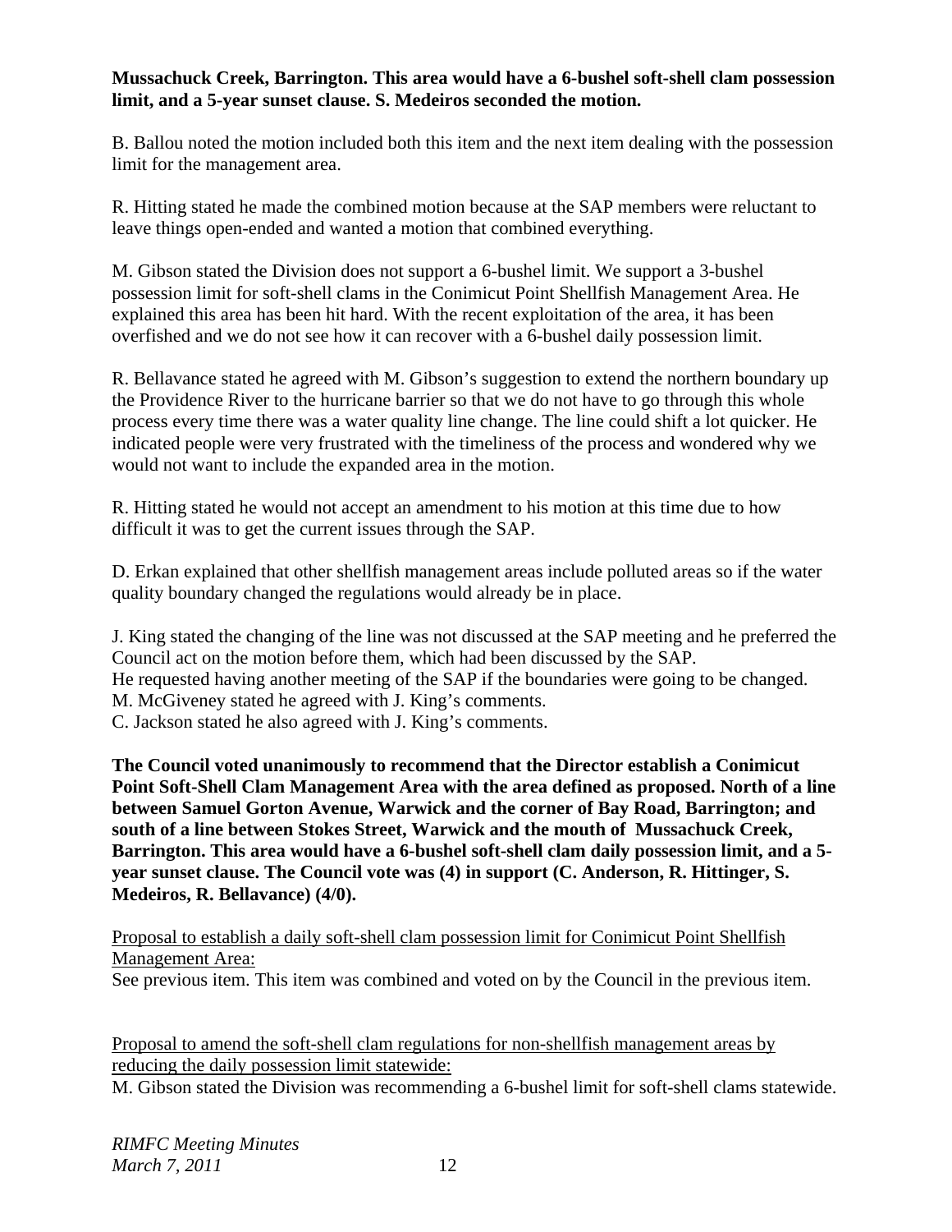**Mussachuck Creek, Barrington. This area would have a 6-bushel soft-shell clam possession limit, and a 5-year sunset clause. S. Medeiros seconded the motion.**

B. Ballou noted the motion included both this item and the next item dealing with the possession limit for the management area.

R. Hitting stated he made the combined motion because at the SAP members were reluctant to leave things open-ended and wanted a motion that combined everything.

M. Gibson stated the Division does not support a 6-bushel limit. We support a 3-bushel possession limit for soft-shell clams in the Conimicut Point Shellfish Management Area. He explained this area has been hit hard. With the recent exploitation of the area, it has been overfished and we do not see how it can recover with a 6-bushel daily possession limit.

R. Bellavance stated he agreed with M. Gibson's suggestion to extend the northern boundary up the Providence River to the hurricane barrier so that we do not have to go through this whole process every time there was a water quality line change. The line could shift a lot quicker. He indicated people were very frustrated with the timeliness of the process and wondered why we would not want to include the expanded area in the motion.

R. Hitting stated he would not accept an amendment to his motion at this time due to how difficult it was to get the current issues through the SAP.

D. Erkan explained that other shellfish management areas include polluted areas so if the water quality boundary changed the regulations would already be in place.

J. King stated the changing of the line was not discussed at the SAP meeting and he preferred the Council act on the motion before them, which had been discussed by the SAP.
He requested having another meeting of the SAP if the boundaries were going to be changed.
M. McGiveney stated he agreed with J. King's comments.
C. Jackson stated he also agreed with J. King's comments.

**The Council voted unanimously to recommend that the Director establish a Conimicut Point Soft-Shell Clam Management Area with the area defined as proposed. North of a line between Samuel Gorton Avenue, Warwick and the corner of Bay Road, Barrington; and south of a line between Stokes Street, Warwick and the mouth of Mussachuck Creek, Barrington. This area would have a 6-bushel soft-shell clam daily possession limit, and a 5-year sunset clause. The Council vote was (4) in support (C. Anderson, R. Hittinger, S. Medeiros, R. Bellavance) (4/0).**

<u>Proposal to establish a daily soft-shell clam possession limit for Conimicut Point Shellfish Management Area:</u>
See previous item. This item was combined and voted on by the Council in the previous item.

<u>Proposal to amend the soft-shell clam regulations for non-shellfish management areas by reducing the daily possession limit statewide:</u>
M. Gibson stated the Division was recommending a 6-bushel limit for soft-shell clams statewide.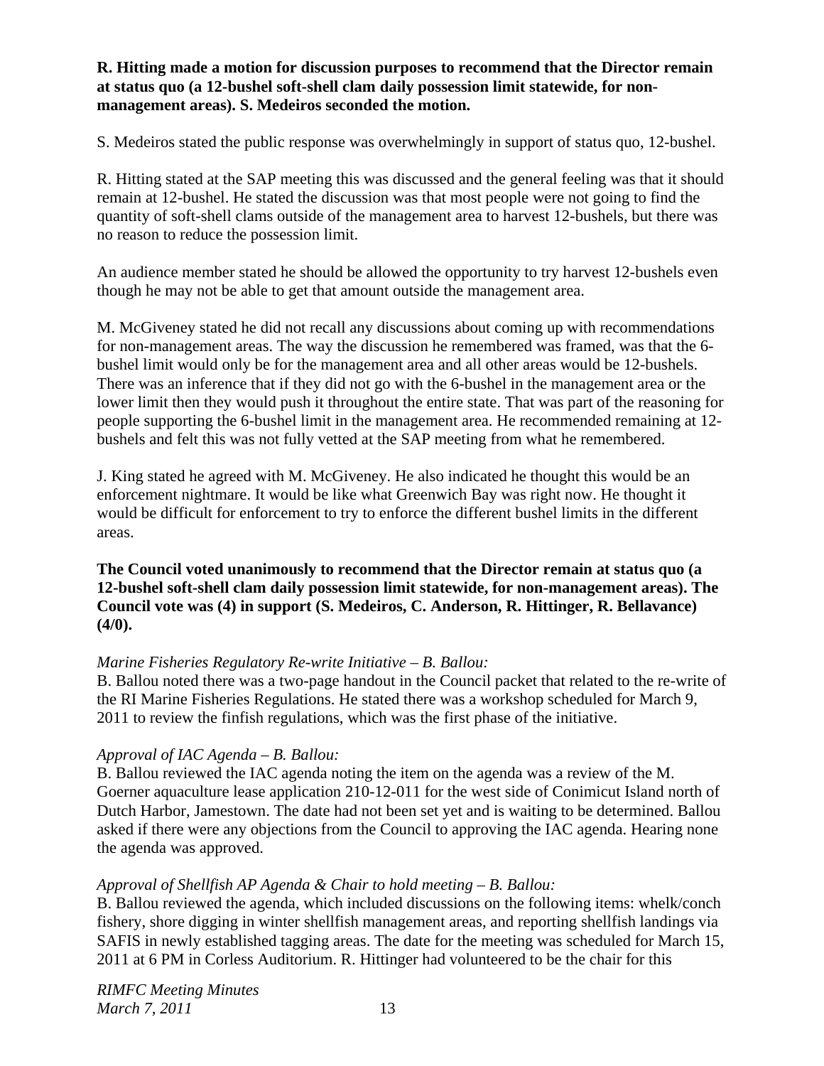**R. Hitting made a motion for discussion purposes to recommend that the Director remain at status quo (a 12-bushel soft-shell clam daily possession limit statewide, for non-management areas). S. Medeiros seconded the motion.**

S. Medeiros stated the public response was overwhelmingly in support of status quo, 12-bushel.

R. Hitting stated at the SAP meeting this was discussed and the general feeling was that it should remain at 12-bushel. He stated the discussion was that most people were not going to find the quantity of soft-shell clams outside of the management area to harvest 12-bushels, but there was no reason to reduce the possession limit.

An audience member stated he should be allowed the opportunity to try harvest 12-bushels even though he may not be able to get that amount outside the management area.

M. McGiveney stated he did not recall any discussions about coming up with recommendations for non-management areas. The way the discussion he remembered was framed, was that the 6-bushel limit would only be for the management area and all other areas would be 12-bushels. There was an inference that if they did not go with the 6-bushel in the management area or the lower limit then they would push it throughout the entire state. That was part of the reasoning for people supporting the 6-bushel limit in the management area. He recommended remaining at 12-bushels and felt this was not fully vetted at the SAP meeting from what he remembered.

J. King stated he agreed with M. McGiveney. He also indicated he thought this would be an enforcement nightmare. It would be like what Greenwich Bay was right now. He thought it would be difficult for enforcement to try to enforce the different bushel limits in the different areas.

**The Council voted unanimously to recommend that the Director remain at status quo (a 12-bushel soft-shell clam daily possession limit statewide, for non-management areas). The Council vote was (4) in support (S. Medeiros, C. Anderson, R. Hittinger, R. Bellavance) (4/0).**

*Marine Fisheries Regulatory Re-write Initiative – B. Ballou:*
B. Ballou noted there was a two-page handout in the Council packet that related to the re-write of the RI Marine Fisheries Regulations. He stated there was a workshop scheduled for March 9, 2011 to review the finfish regulations, which was the first phase of the initiative.

*Approval of IAC Agenda – B. Ballou:*
B. Ballou reviewed the IAC agenda noting the item on the agenda was a review of the M. Goerner aquaculture lease application 210-12-011 for the west side of Conimicut Island north of Dutch Harbor, Jamestown. The date had not been set yet and is waiting to be determined. Ballou asked if there were any objections from the Council to approving the IAC agenda. Hearing none the agenda was approved.

*Approval of Shellfish AP Agenda & Chair to hold meeting – B. Ballou:*
B. Ballou reviewed the agenda, which included discussions on the following items: whelk/conch fishery, shore digging in winter shellfish management areas, and reporting shellfish landings via SAFIS in newly established tagging areas. The date for the meeting was scheduled for March 15, 2011 at 6 PM in Corless Auditorium. R. Hittinger had volunteered to be the chair for this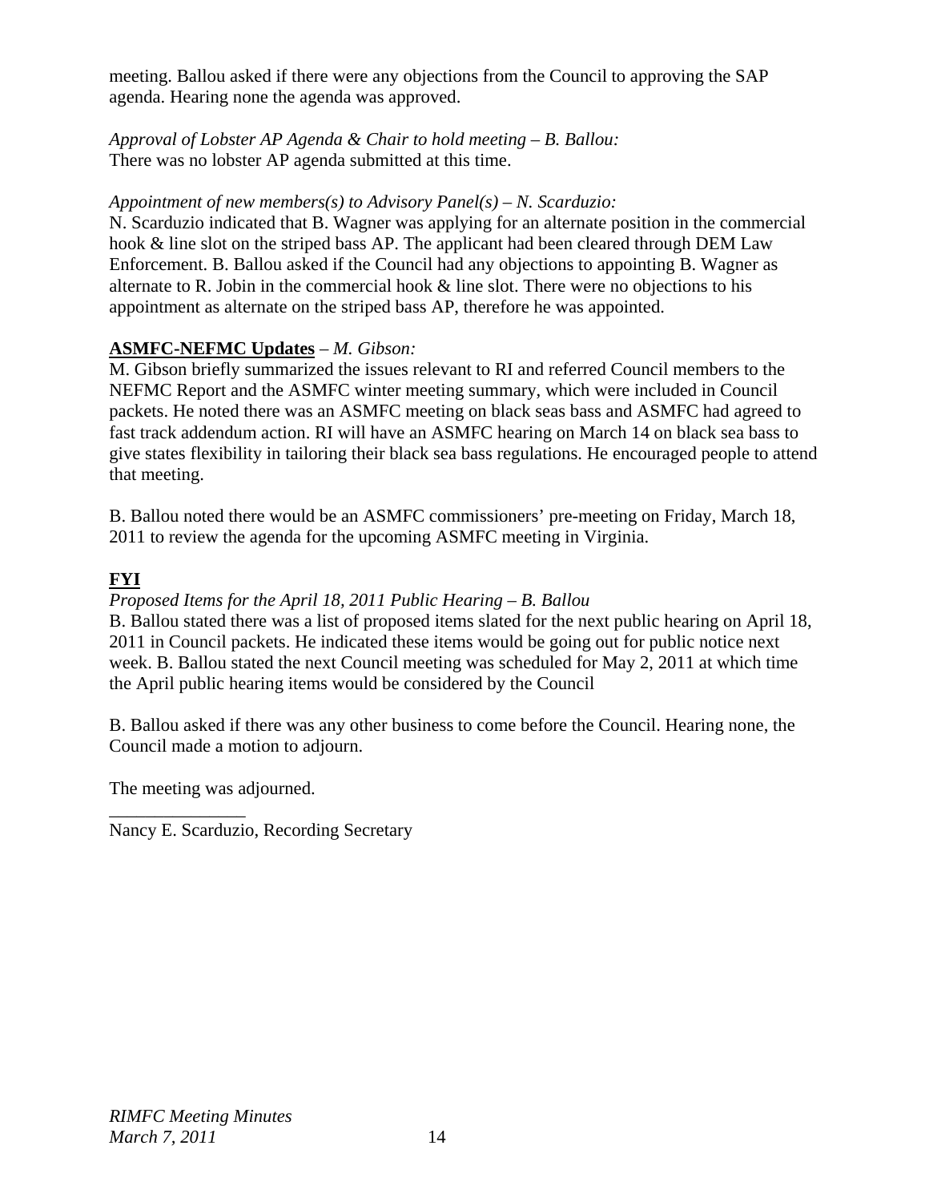meeting. Ballou asked if there were any objections from the Council to approving the SAP agenda. Hearing none the agenda was approved.

*Approval of Lobster AP Agenda & Chair to hold meeting – B. Ballou:*
There was no lobster AP agenda submitted at this time.

*Appointment of new members(s) to Advisory Panel(s) – N. Scarduzio:*
N. Scarduzio indicated that B. Wagner was applying for an alternate position in the commercial hook & line slot on the striped bass AP. The applicant had been cleared through DEM Law Enforcement. B. Ballou asked if the Council had any objections to appointing B. Wagner as alternate to R. Jobin in the commercial hook & line slot. There were no objections to his appointment as alternate on the striped bass AP, therefore he was appointed.

**ASMFC-NEFMC Updates** – *M. Gibson:*
M. Gibson briefly summarized the issues relevant to RI and referred Council members to the NEFMC Report and the ASMFC winter meeting summary, which were included in Council packets. He noted there was an ASMFC meeting on black seas bass and ASMFC had agreed to fast track addendum action. RI will have an ASMFC hearing on March 14 on black sea bass to give states flexibility in tailoring their black sea bass regulations. He encouraged people to attend that meeting.

B. Ballou noted there would be an ASMFC commissioners' pre-meeting on Friday, March 18, 2011 to review the agenda for the upcoming ASMFC meeting in Virginia.

## FYI

*Proposed Items for the April 18, 2011 Public Hearing – B. Ballou*
B. Ballou stated there was a list of proposed items slated for the next public hearing on April 18, 2011 in Council packets. He indicated these items would be going out for public notice next week. B. Ballou stated the next Council meeting was scheduled for May 2, 2011 at which time the April public hearing items would be considered by the Council

B. Ballou asked if there was any other business to come before the Council. Hearing none, the Council made a motion to adjourn.

The meeting was adjourned.

\_\_\_\_\_\_\_\_\_\_\_\_\_\_\_
Nancy E. Scarduzio, Recording Secretary